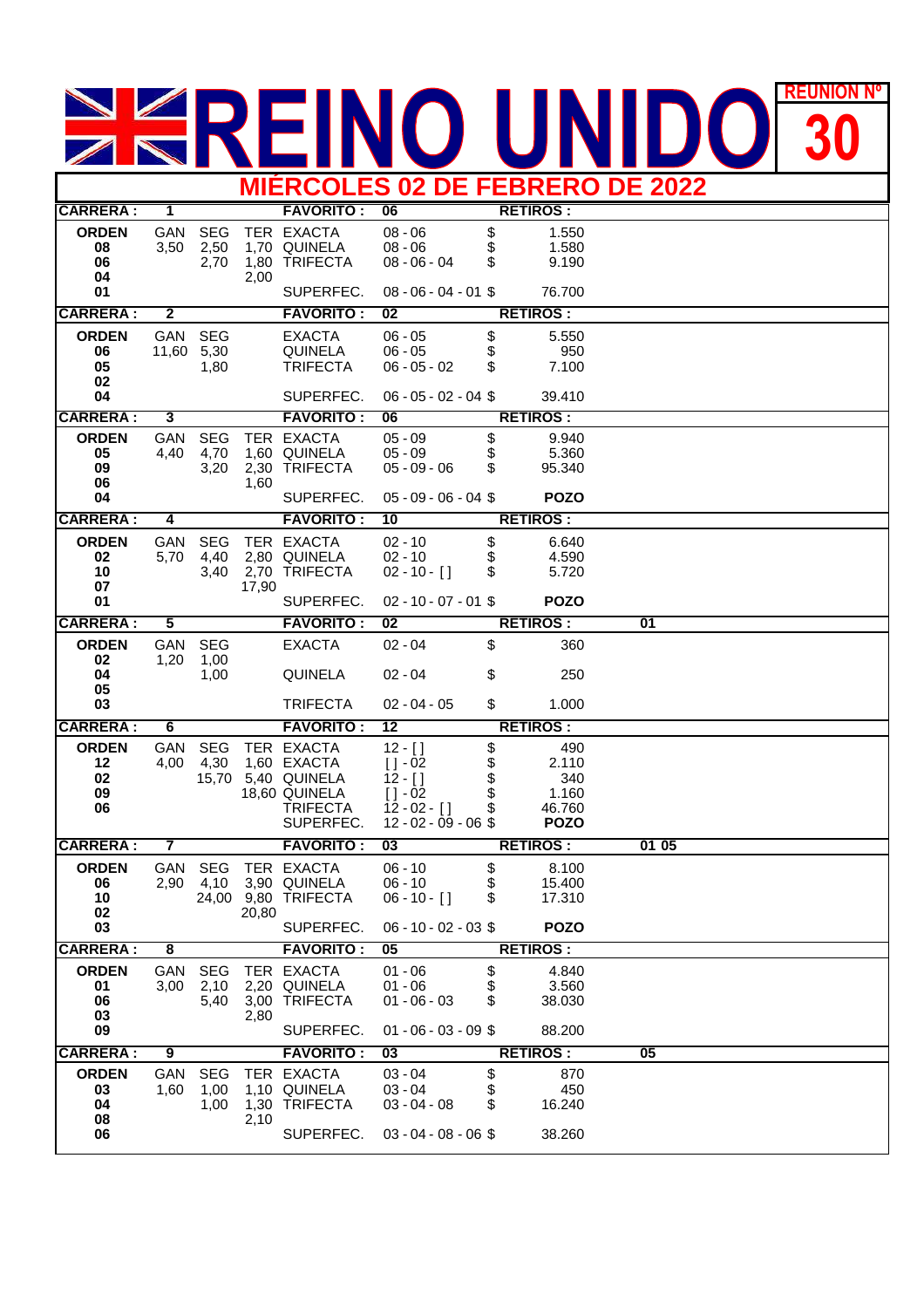# REINO UNIDO

**REUNION Nº 30**

## MIÉRCOLES 02 DE FEBRERO DE 2022

| CARRERA : | 1 | | | FAVORITO : | 06 | | RETIROS : | |
|---|---|---|---|---|---|---|---|---|
| **ORDEN** | GAN | SEG | TER | EXACTA | 08 - 06 | $ | 1.550 | |
| **08** | 3,50 | 2,50 | 1,70 | QUINELA | 08 - 06 | $ | 1.580 | |
| **06** | | 2,70 | 1,80 | TRIFECTA | 08 - 06 - 04 | $ | 9.190 | |
| **04** | | | 2,00 | | | | | |
| **01** | | | | SUPERFEC. | 08 - 06 - 04 - 01 | $ | 76.700 | |
| **CARRERA :** | **2** | | | **FAVORITO :** | **02** | | **RETIROS :** | |
| **ORDEN** | GAN | SEG | | EXACTA | 06 - 05 | $ | 5.550 | |
| **06** | 11,60 | 5,30 | | QUINELA | 06 - 05 | $ | 950 | |
| **05** | | 1,80 | | TRIFECTA | 06 - 05 - 02 | $ | 7.100 | |
| **02** | | | | | | | | |
| **04** | | | | SUPERFEC. | 06 - 05 - 02 - 04 | $ | 39.410 | |
| **CARRERA :** | **3** | | | **FAVORITO :** | **06** | | **RETIROS :** | |
| **ORDEN** | GAN | SEG | TER | EXACTA | 05 - 09 | $ | 9.940 | |
| **05** | 4,40 | 4,70 | 1,60 | QUINELA | 05 - 09 | $ | 5.360 | |
| **09** | | 3,20 | 2,30 | TRIFECTA | 05 - 09 - 06 | $ | 95.340 | |
| **06** | | | 1,60 | | | | | |
| **04** | | | | SUPERFEC. | 05 - 09 - 06 - 04 | $ | **POZO** | |
| **CARRERA :** | **4** | | | **FAVORITO :** | **10** | | **RETIROS :** | |
| **ORDEN** | GAN | SEG | TER | EXACTA | 02 - 10 | $ | 6.640 | |
| **02** | 5,70 | 4,40 | 2,80 | QUINELA | 02 - 10 | $ | 4.590 | |
| **10** | | 3,40 | 2,70 | TRIFECTA | 02 - 10 - [] | $ | 5.720 | |
| **07** | | | 17,90 | | | | | |
| **01** | | | | SUPERFEC. | 02 - 10 - 07 - 01 | $ | **POZO** | |
| **CARRERA :** | **5** | | | **FAVORITO :** | **02** | | **RETIROS :** | **01** |
| **ORDEN** | GAN | SEG | | EXACTA | 02 - 04 | $ | 360 | |
| **02** | 1,20 | 1,00 | | | | | | |
| **04** | | 1,00 | | QUINELA | 02 - 04 | $ | 250 | |
| **05** | | | | | | | | |
| **03** | | | | TRIFECTA | 02 - 04 - 05 | $ | 1.000 | |
| **CARRERA :** | **6** | | | **FAVORITO :** | **12** | | **RETIROS :** | |
| **ORDEN** | GAN | SEG | TER | EXACTA | 12 - [] | $ | 490 | |
| **12** | 4,00 | 4,30 | 1,60 | EXACTA | [] - 02 | $ | 2.110 | |
| **02** | | 15,70 | 5,40 | QUINELA | 12 - [] | $ | 340 | |
| **09** | | | 18,60 | QUINELA | [] - 02 | $ | 1.160 | |
| **06** | | | | TRIFECTA | 12 - 02 - [] | $ | 46.760 | |
| | | | | SUPERFEC. | 12 - 02 - 09 - 06 | $ | **POZO** | |
| **CARRERA :** | **7** | | | **FAVORITO :** | **03** | | **RETIROS :** | **01 05** |
| **ORDEN** | GAN | SEG | TER | EXACTA | 06 - 10 | $ | 8.100 | |
| **06** | 2,90 | 4,10 | 3,90 | QUINELA | 06 - 10 | $ | 15.400 | |
| **10** | | 24,00 | 9,80 | TRIFECTA | 06 - 10 - [] | $ | 17.310 | |
| **02** | | | 20,80 | | | | | |
| **03** | | | | SUPERFEC. | 06 - 10 - 02 - 03 | $ | **POZO** | |
| **CARRERA :** | **8** | | | **FAVORITO :** | **05** | | **RETIROS :** | |
| **ORDEN** | GAN | SEG | TER | EXACTA | 01 - 06 | $ | 4.840 | |
| **01** | 3,00 | 2,10 | 2,20 | QUINELA | 01 - 06 | $ | 3.560 | |
| **06** | | 5,40 | 3,00 | TRIFECTA | 01 - 06 - 03 | $ | 38.030 | |
| **03** | | | 2,80 | | | | | |
| **09** | | | | SUPERFEC. | 01 - 06 - 03 - 09 | $ | 88.200 | |
| **CARRERA :** | **9** | | | **FAVORITO :** | **03** | | **RETIROS :** | **05** |
| **ORDEN** | GAN | SEG | TER | EXACTA | 03 - 04 | $ | 870 | |
| **03** | 1,60 | 1,00 | 1,10 | QUINELA | 03 - 04 | $ | 450 | |
| **04** | | 1,00 | 1,30 | TRIFECTA | 03 - 04 - 08 | $ | 16.240 | |
| **08** | | | 2,10 | | | | | |
| **06** | | | | SUPERFEC. | 03 - 04 - 08 - 06 | $ | 38.260 | |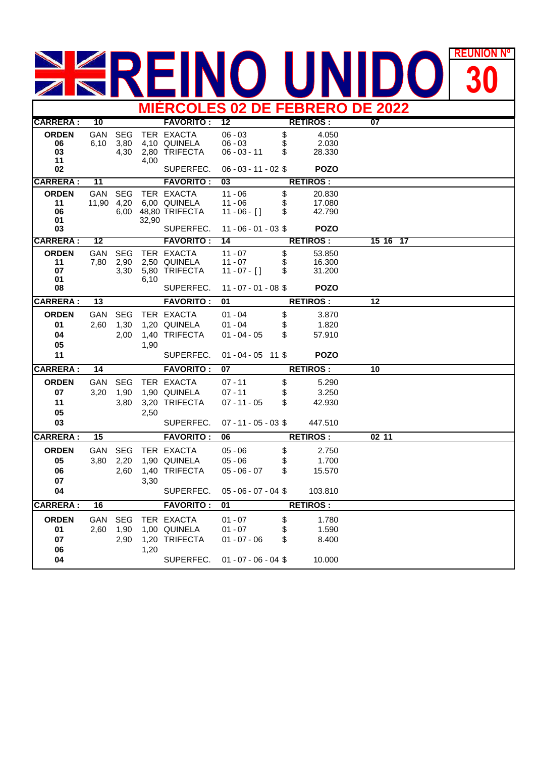# REINO UNIDO

**REUNION Nº 30**

## MIÉRCOLES 02 DE FEBRERO DE 2022

| CARRERA : | 10 | | | FAVORITO : | 12 | | RETIROS : | 07 |
|---|---|---|---|---|---|---|---|---|
| **ORDEN** | GAN | SEG | TER | EXACTA | 06 - 03 | $ | 4.050 | |
| **06** | 6,10 | 3,80 | 4,10 | QUINELA | 06 - 03 | $ | 2.030 | |
| **03** | | 4,30 | 2,80 | TRIFECTA | 06 - 03 - 11 | $ | 28.330 | |
| **11** | | | 4,00 | | | | | |
| **02** | | | | SUPERFEC. | 06 - 03 - 11 - 02 $ | | **POZO** | |
| **CARRERA :** | **11** | | | **FAVORITO :** | **03** | | **RETIROS :** | |
| **ORDEN** | GAN | SEG | TER | EXACTA | 11 - 06 | $ | 20.830 | |
| **11** | 11,90 | 4,20 | 6,00 | QUINELA | 11 - 06 | $ | 17.080 | |
| **06** | | 6,00 | 48,80 | TRIFECTA | 11 - 06 - [] | $ | 42.790 | |
| **01** | | | 32,90 | | | | | |
| **03** | | | | SUPERFEC. | 11 - 06 - 01 - 03 $ | | **POZO** | |
| **CARRERA :** | **12** | | | **FAVORITO :** | **14** | | **RETIROS :** | **15 16 17** |
| **ORDEN** | GAN | SEG | TER | EXACTA | 11 - 07 | $ | 53.850 | |
| **11** | 7,80 | 2,90 | 2,50 | QUINELA | 11 - 07 | $ | 16.300 | |
| **07** | | 3,30 | 5,80 | TRIFECTA | 11 - 07 - [] | $ | 31.200 | |
| **01** | | | 6,10 | | | | | |
| **08** | | | | SUPERFEC. | 11 - 07 - 01 - 08 $ | | **POZO** | |
| **CARRERA :** | **13** | | | **FAVORITO :** | **01** | | **RETIROS :** | **12** |
| **ORDEN** | GAN | SEG | TER | EXACTA | 01 - 04 | $ | 3.870 | |
| **01** | 2,60 | 1,30 | 1,20 | QUINELA | 01 - 04 | $ | 1.820 | |
| **04** | | 2,00 | 1,40 | TRIFECTA | 01 - 04 - 05 | $ | 57.910 | |
| **05** | | | 1,90 | | | | | |
| **11** | | | | SUPERFEC. | 01 - 04 - 05 11 $ | | **POZO** | |
| **CARRERA :** | **14** | | | **FAVORITO :** | **07** | | **RETIROS :** | **10** |
| **ORDEN** | GAN | SEG | TER | EXACTA | 07 - 11 | $ | 5.290 | |
| **07** | 3,20 | 1,90 | 1,90 | QUINELA | 07 - 11 | $ | 3.250 | |
| **11** | | 3,80 | 3,20 | TRIFECTA | 07 - 11 - 05 | $ | 42.930 | |
| **05** | | | 2,50 | | | | | |
| **03** | | | | SUPERFEC. | 07 - 11 - 05 - 03 $ | | 447.510 | |
| **CARRERA :** | **15** | | | **FAVORITO :** | **06** | | **RETIROS :** | **02 11** |
| **ORDEN** | GAN | SEG | TER | EXACTA | 05 - 06 | $ | 2.750 | |
| **05** | 3,80 | 2,20 | 1,90 | QUINELA | 05 - 06 | $ | 1.700 | |
| **06** | | 2,60 | 1,40 | TRIFECTA | 05 - 06 - 07 | $ | 15.570 | |
| **07** | | | 3,30 | | | | | |
| **04** | | | | SUPERFEC. | 05 - 06 - 07 - 04 $ | | 103.810 | |
| **CARRERA :** | **16** | | | **FAVORITO :** | **01** | | **RETIROS :** | |
| **ORDEN** | GAN | SEG | TER | EXACTA | 01 - 07 | $ | 1.780 | |
| **01** | 2,60 | 1,90 | 1,00 | QUINELA | 01 - 07 | $ | 1.590 | |
| **07** | | 2,90 | 1,20 | TRIFECTA | 01 - 07 - 06 | $ | 8.400 | |
| **06** | | | 1,20 | | | | | |
| **04** | | | | SUPERFEC. | 01 - 07 - 06 - 04 $ | | 10.000 | |